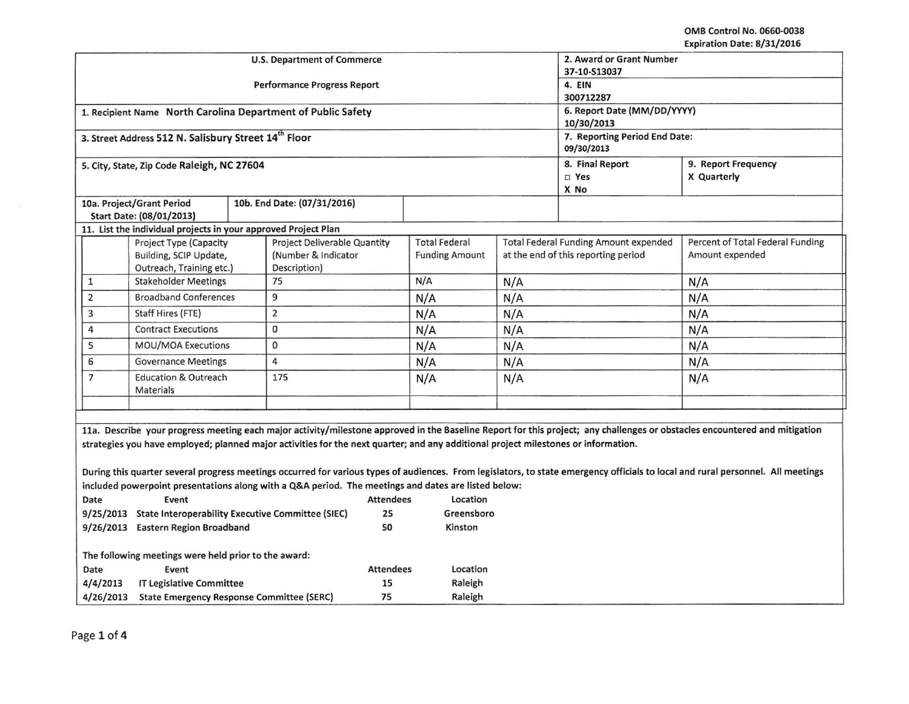OMB Control No. 0660-0038
Expiration Date: 8/31/2016

| U.S. Department of Commerce<br>Performance Progress Report | | 2. Award or Grant Number<br>37-10-S13037 | |
|---|---|---|---|
| | | 4. EIN<br>300712287 | |
| 1. Recipient Name **North Carolina Department of Public Safety** | | 6. Report Date (MM/DD/YYYY)<br>10/30/2013 | |
| 3. Street Address **512 N. Salisbury Street 14th Floor** | | 7. Reporting Period End Date:<br>09/30/2013 | |
| 5. City, State, Zip Code **Raleigh, NC 27604** | | 8. Final Report<br>□ Yes<br>X No | 9. Report Frequency<br>X Quarterly |
| 10a. Project/Grant Period Start Date: (08/01/2013) | 10b. End Date: (07/31/2016) | | |

**11. List the individual projects in your approved Project Plan**

| | Project Type (Capacity Building, SCIP Update, Outreach, Training etc.) | Project Deliverable Quantity (Number & Indicator Description) | Total Federal Funding Amount | Total Federal Funding Amount expended at the end of this reporting period | Percent of Total Federal Funding Amount expended |
|---|---|---|---|---|---|
| 1 | Stakeholder Meetings | 75 | N/A | N/A | N/A |
| 2 | Broadband Conferences | 9 | N/A | N/A | N/A |
| 3 | Staff Hires (FTE) | 2 | N/A | N/A | N/A |
| 4 | Contract Executions | 0 | N/A | N/A | N/A |
| 5 | MOU/MOA Executions | 0 | N/A | N/A | N/A |
| 6 | Governance Meetings | 4 | N/A | N/A | N/A |
| 7 | Education & Outreach Materials | 175 | N/A | N/A | N/A |
| | | | | | |

**11a. Describe your progress meeting each major activity/milestone approved in the Baseline Report for this project; any challenges or obstacles encountered and mitigation strategies you have employed; planned major activities for the next quarter; and any additional project milestones or information.**

During this quarter several progress meetings occurred for various types of audiences. From legislators, to state emergency officials to local and rural personnel. All meetings included powerpoint presentations along with a Q&A period. The meetings and dates are listed below:

| Date | Event | Attendees | Location |
|---|---|---|---|
| 9/25/2013 | State Interoperability Executive Committee (SIEC) | 25 | Greensboro |
| 9/26/2013 | Eastern Region Broadband | 50 | Kinston |

The following meetings were held prior to the award:

| Date | Event | Attendees | Location |
|---|---|---|---|
| 4/4/2013 | IT Legislative Committee | 15 | Raleigh |
| 4/26/2013 | State Emergency Response Committee (SERC) | 75 | Raleigh |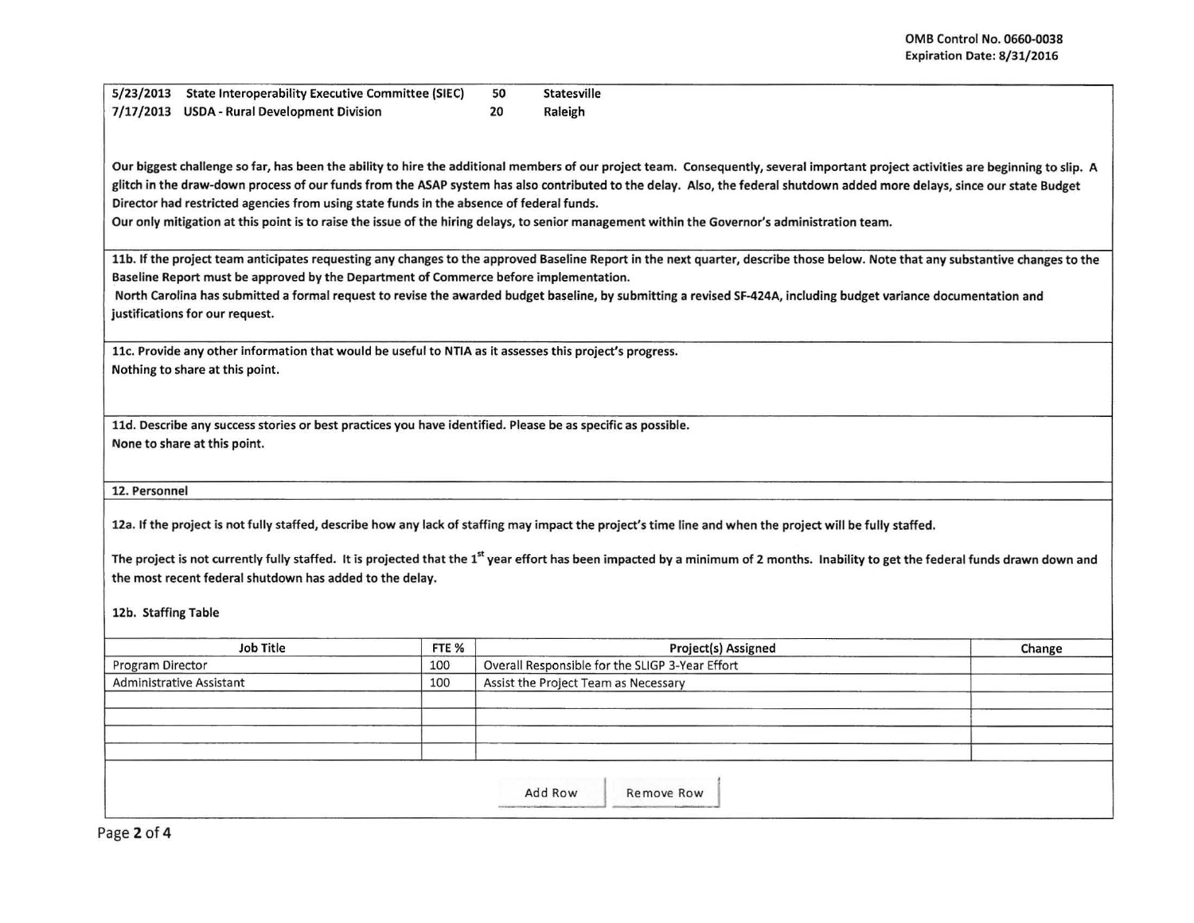| | | | |
|---|---|---|---|
| 5/23/2013 | State Interoperability Executive Committee (SIEC) | 50 | Statesville |
| 7/17/2013 | USDA - Rural Development Division | 20 | Raleigh |

**Our biggest challenge so far, has been the ability to hire the additional members of our project team. Consequently, several important project activities are beginning to slip. A glitch in the draw-down process of our funds from the ASAP system has also contributed to the delay. Also, the federal shutdown added more delays, since our state Budget Director had restricted agencies from using state funds in the absence of federal funds.**

**Our only mitigation at this point is to raise the issue of the hiring delays, to senior management within the Governor's administration team.**

**11b. If the project team anticipates requesting any changes to the approved Baseline Report in the next quarter, describe those below. Note that any substantive changes to the Baseline Report must be approved by the Department of Commerce before implementation.**

**North Carolina has submitted a formal request to revise the awarded budget baseline, by submitting a revised SF-424A, including budget variance documentation and justifications for our request.**

**11c. Provide any other information that would be useful to NTIA as it assesses this project's progress.**

**Nothing to share at this point.**

**11d. Describe any success stories or best practices you have identified. Please be as specific as possible.**

**None to share at this point.**

**12. Personnel**

**12a. If the project is not fully staffed, describe how any lack of staffing may impact the project's time line and when the project will be fully staffed.**

**The project is not currently fully staffed. It is projected that the 1st year effort has been impacted by a minimum of 2 months. Inability to get the federal funds drawn down and the most recent federal shutdown has added to the delay.**

**12b. Staffing Table**

| Job Title | FTE % | Project(s) Assigned | Change |
|---|---|---|---|
| Program Director | 100 | Overall Responsible for the SLIGP 3-Year Effort | |
| Administrative Assistant | 100 | Assist the Project Team as Necessary | |
| | | | |
| | | | |
| | | | |
| | | | |

Add Row Remove Row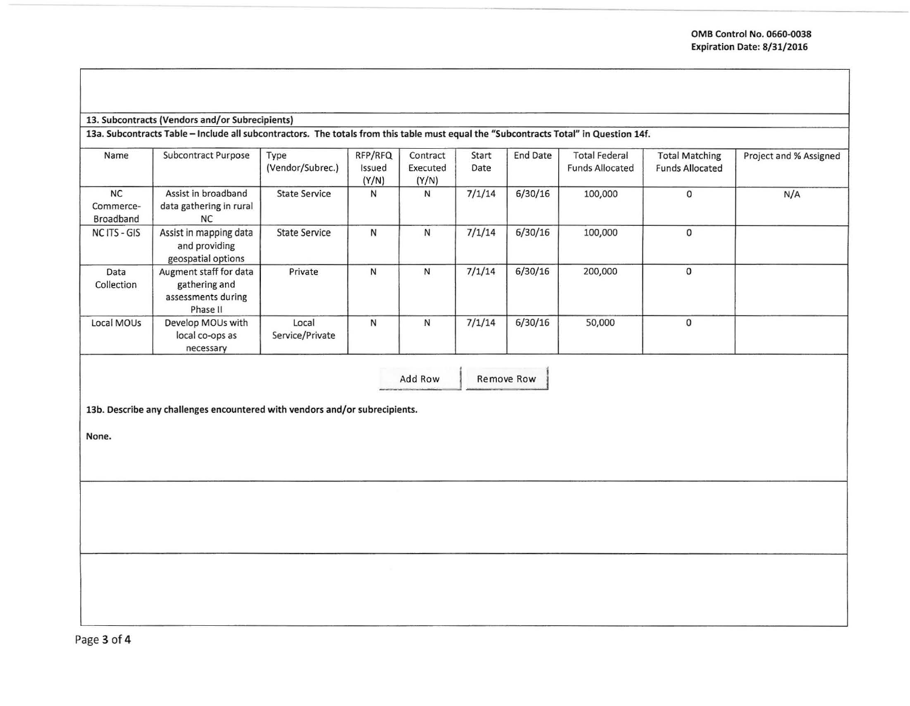OMB Control No. 0660-0038
Expiration Date: 8/31/2016

**13. Subcontracts (Vendors and/or Subrecipients)**

**13a. Subcontracts Table – Include all subcontractors. The totals from this table must equal the "Subcontracts Total" in Question 14f.**

| Name | Subcontract Purpose | Type (Vendor/Subrec.) | RFP/RFQ Issued (Y/N) | Contract Executed (Y/N) | Start Date | End Date | Total Federal Funds Allocated | Total Matching Funds Allocated | Project and % Assigned |
|---|---|---|---|---|---|---|---|---|---|
| NC Commerce-Broadband | Assist in broadband data gathering in rural NC | State Service | N | N | 7/1/14 | 6/30/16 | 100,000 | 0 | N/A |
| NC ITS - GIS | Assist in mapping data and providing geospatial options | State Service | N | N | 7/1/14 | 6/30/16 | 100,000 | 0 | |
| Data Collection | Augment staff for data gathering and assessments during Phase II | Private | N | N | 7/1/14 | 6/30/16 | 200,000 | 0 | |
| Local MOUs | Develop MOUs with local co-ops as necessary | Local Service/Private | N | N | 7/1/14 | 6/30/16 | 50,000 | 0 | |

Add Row Remove Row

**13b. Describe any challenges encountered with vendors and/or subrecipients.**

**None.**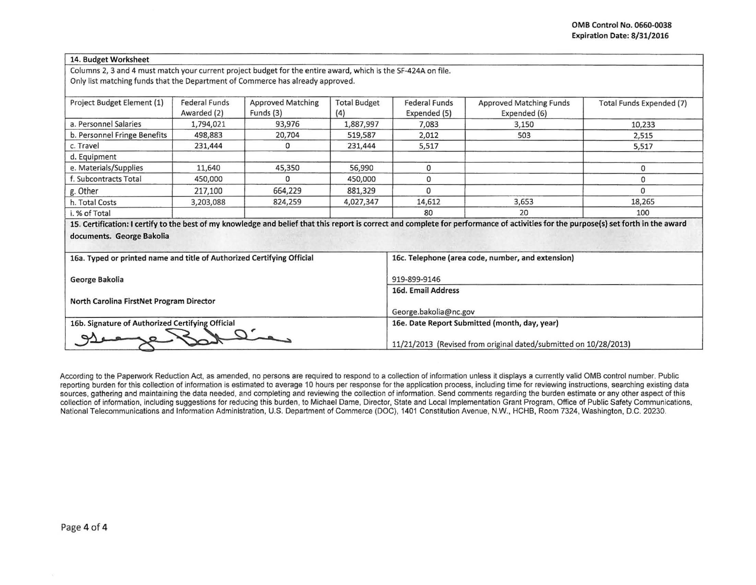OMB Control No. 0660-0038
Expiration Date: 8/31/2016

**14. Budget Worksheet**

Columns 2, 3 and 4 must match your current project budget for the entire award, which is the SF-424A on file.
Only list matching funds that the Department of Commerce has already approved.

| Project Budget Element (1) | Federal Funds Awarded (2) | Approved Matching Funds (3) | Total Budget (4) | Federal Funds Expended (5) | Approved Matching Funds Expended (6) | Total Funds Expended (7) |
|---|---|---|---|---|---|---|
| a. Personnel Salaries | 1,794,021 | 93,976 | 1,887,997 | 7,083 | 3,150 | 10,233 |
| b. Personnel Fringe Benefits | 498,883 | 20,704 | 519,587 | 2,012 | 503 | 2,515 |
| c. Travel | 231,444 | 0 | 231,444 | 5,517 | | 5,517 |
| d. Equipment | | | | | | |
| e. Materials/Supplies | 11,640 | 45,350 | 56,990 | 0 | | 0 |
| f. Subcontracts Total | 450,000 | 0 | 450,000 | 0 | | 0 |
| g. Other | 217,100 | 664,229 | 881,329 | 0 | | 0 |
| h. Total Costs | 3,203,088 | 824,259 | 4,027,347 | 14,612 | 3,653 | 18,265 |
| i. % of Total | | | | 80 | 20 | 100 |

**15. Certification: I certify to the best of my knowledge and belief that this report is correct and complete for performance of activities for the purpose(s) set forth in the award documents. George Bakolia**

| | |
|---|---|
| **16a. Typed or printed name and title of Authorized Certifying Official**<br><br>**George Bakolia**<br><br>**North Carolina FirstNet Program Director** | **16c. Telephone (area code, number, and extension)**<br><br>919-899-9146<br><br>**16d. Email Address**<br><br>George.bakolia@nc.gov |
| **16b. Signature of Authorized Certifying Official**<br><br>George Bakolia | **16e. Date Report Submitted (month, day, year)**<br><br>11/21/2013 (Revised from original dated/submitted on 10/28/2013) |

According to the Paperwork Reduction Act, as amended, no persons are required to respond to a collection of information unless it displays a currently valid OMB control number. Public reporting burden for this collection of information is estimated to average 10 hours per response for the application process, including time for reviewing instructions, searching existing data sources, gathering and maintaining the data needed, and completing and reviewing the collection of information. Send comments regarding the burden estimate or any other aspect of this collection of information, including suggestions for reducing this burden, to Michael Dame, Director, State and Local Implementation Grant Program, Office of Public Safety Communications, National Telecommunications and Information Administration, U.S. Department of Commerce (DOC), 1401 Constitution Avenue, N.W., HCHB, Room 7324, Washington, D.C. 20230.